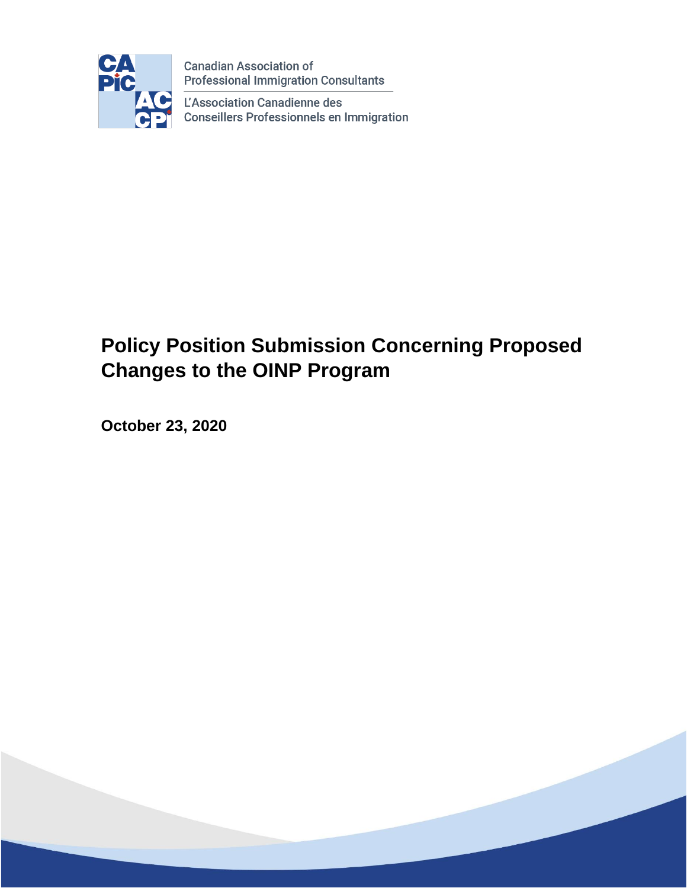Canadian Association of Professional Immigration Consultants

L'Association Canadienne des Conseillers Professionnels en Immigration

# Policy Position Submission Concerning Proposed Changes to the OINP Program

**October 23, 2020**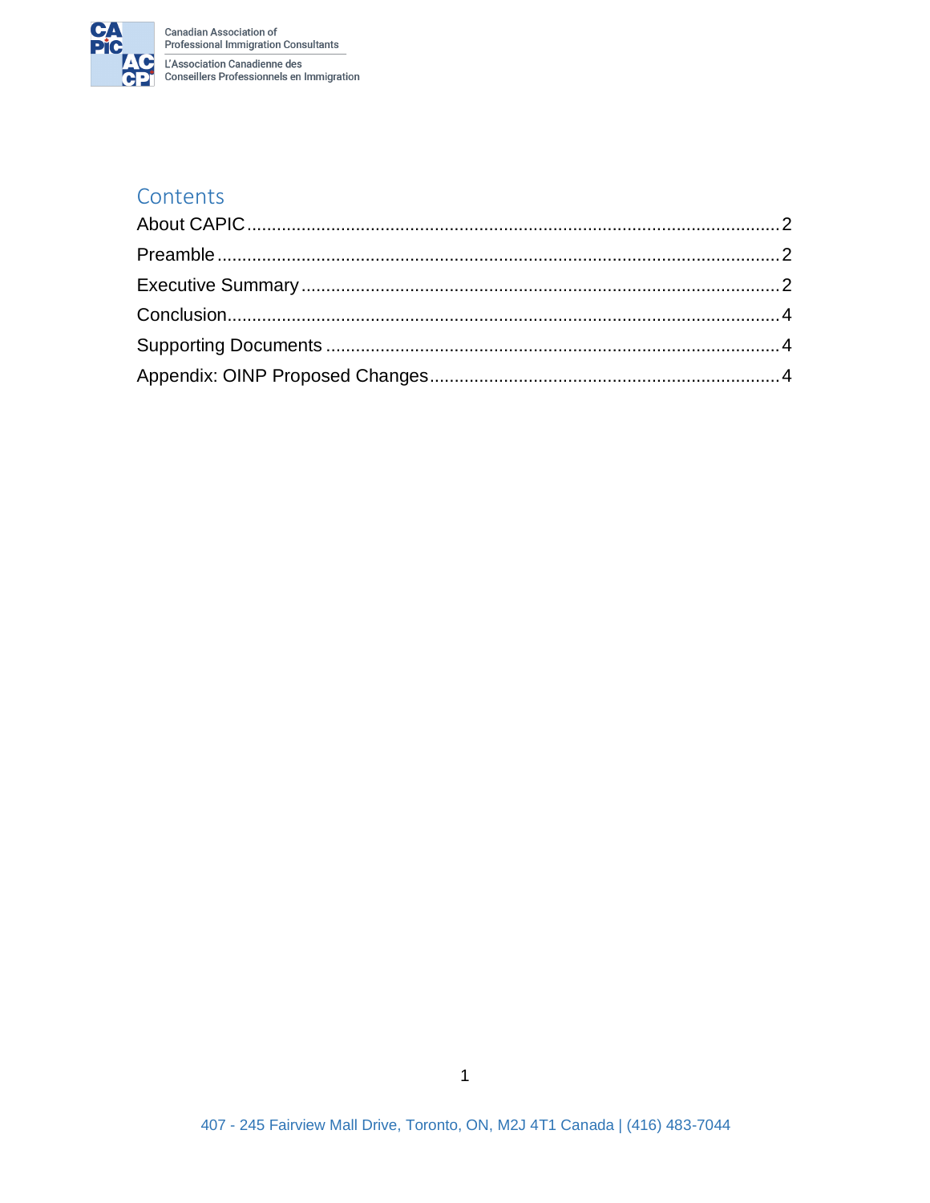## Contents

About CAPIC .......... 2

Preamble .......... 2

Executive Summary .......... 2

Conclusion .......... 4

Supporting Documents .......... 4

Appendix: OINP Proposed Changes .......... 4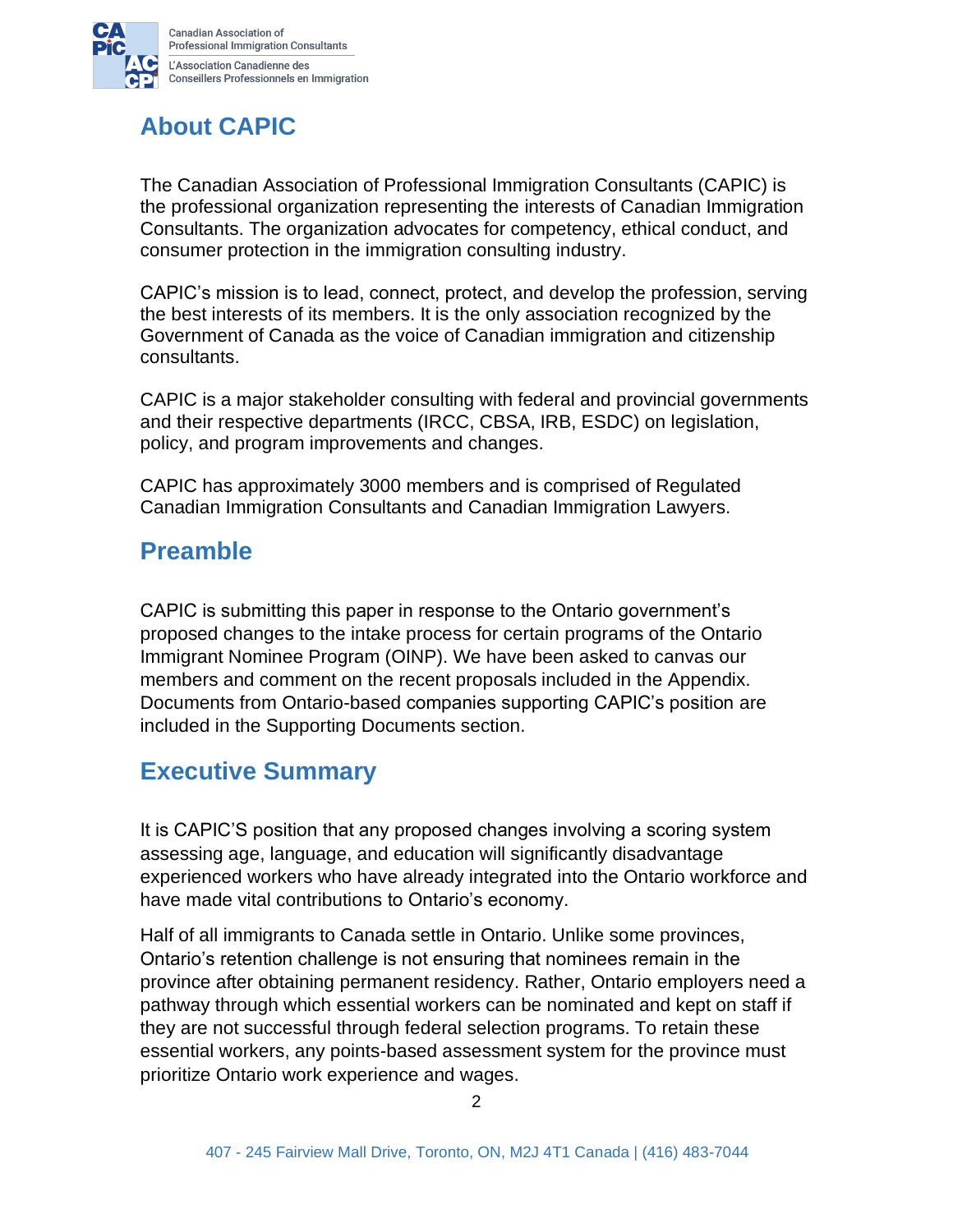## About CAPIC

The Canadian Association of Professional Immigration Consultants (CAPIC) is the professional organization representing the interests of Canadian Immigration Consultants. The organization advocates for competency, ethical conduct, and consumer protection in the immigration consulting industry.

CAPIC's mission is to lead, connect, protect, and develop the profession, serving the best interests of its members. It is the only association recognized by the Government of Canada as the voice of Canadian immigration and citizenship consultants.

CAPIC is a major stakeholder consulting with federal and provincial governments and their respective departments (IRCC, CBSA, IRB, ESDC) on legislation, policy, and program improvements and changes.

CAPIC has approximately 3000 members and is comprised of Regulated Canadian Immigration Consultants and Canadian Immigration Lawyers.

## Preamble

CAPIC is submitting this paper in response to the Ontario government's proposed changes to the intake process for certain programs of the Ontario Immigrant Nominee Program (OINP). We have been asked to canvas our members and comment on the recent proposals included in the Appendix. Documents from Ontario-based companies supporting CAPIC's position are included in the Supporting Documents section.

## Executive Summary

It is CAPIC'S position that any proposed changes involving a scoring system assessing age, language, and education will significantly disadvantage experienced workers who have already integrated into the Ontario workforce and have made vital contributions to Ontario's economy.

Half of all immigrants to Canada settle in Ontario. Unlike some provinces, Ontario's retention challenge is not ensuring that nominees remain in the province after obtaining permanent residency. Rather, Ontario employers need a pathway through which essential workers can be nominated and kept on staff if they are not successful through federal selection programs. To retain these essential workers, any points-based assessment system for the province must prioritize Ontario work experience and wages.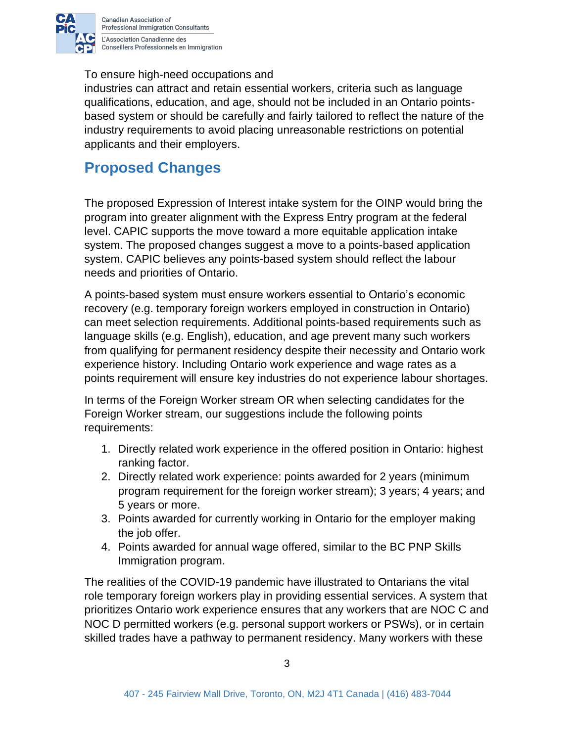To ensure high-need occupations and industries can attract and retain essential workers, criteria such as language qualifications, education, and age, should not be included in an Ontario points-based system or should be carefully and fairly tailored to reflect the nature of the industry requirements to avoid placing unreasonable restrictions on potential applicants and their employers.

## Proposed Changes

The proposed Expression of Interest intake system for the OINP would bring the program into greater alignment with the Express Entry program at the federal level. CAPIC supports the move toward a more equitable application intake system. The proposed changes suggest a move to a points-based application system. CAPIC believes any points-based system should reflect the labour needs and priorities of Ontario.

A points-based system must ensure workers essential to Ontario's economic recovery (e.g. temporary foreign workers employed in construction in Ontario) can meet selection requirements. Additional points-based requirements such as language skills (e.g. English), education, and age prevent many such workers from qualifying for permanent residency despite their necessity and Ontario work experience history. Including Ontario work experience and wage rates as a points requirement will ensure key industries do not experience labour shortages.

In terms of the Foreign Worker stream OR when selecting candidates for the Foreign Worker stream, our suggestions include the following points requirements:

1. Directly related work experience in the offered position in Ontario: highest ranking factor.
2. Directly related work experience: points awarded for 2 years (minimum program requirement for the foreign worker stream); 3 years; 4 years; and 5 years or more.
3. Points awarded for currently working in Ontario for the employer making the job offer.
4. Points awarded for annual wage offered, similar to the BC PNP Skills Immigration program.

The realities of the COVID-19 pandemic have illustrated to Ontarians the vital role temporary foreign workers play in providing essential services. A system that prioritizes Ontario work experience ensures that any workers that are NOC C and NOC D permitted workers (e.g. personal support workers or PSWs), or in certain skilled trades have a pathway to permanent residency. Many workers with these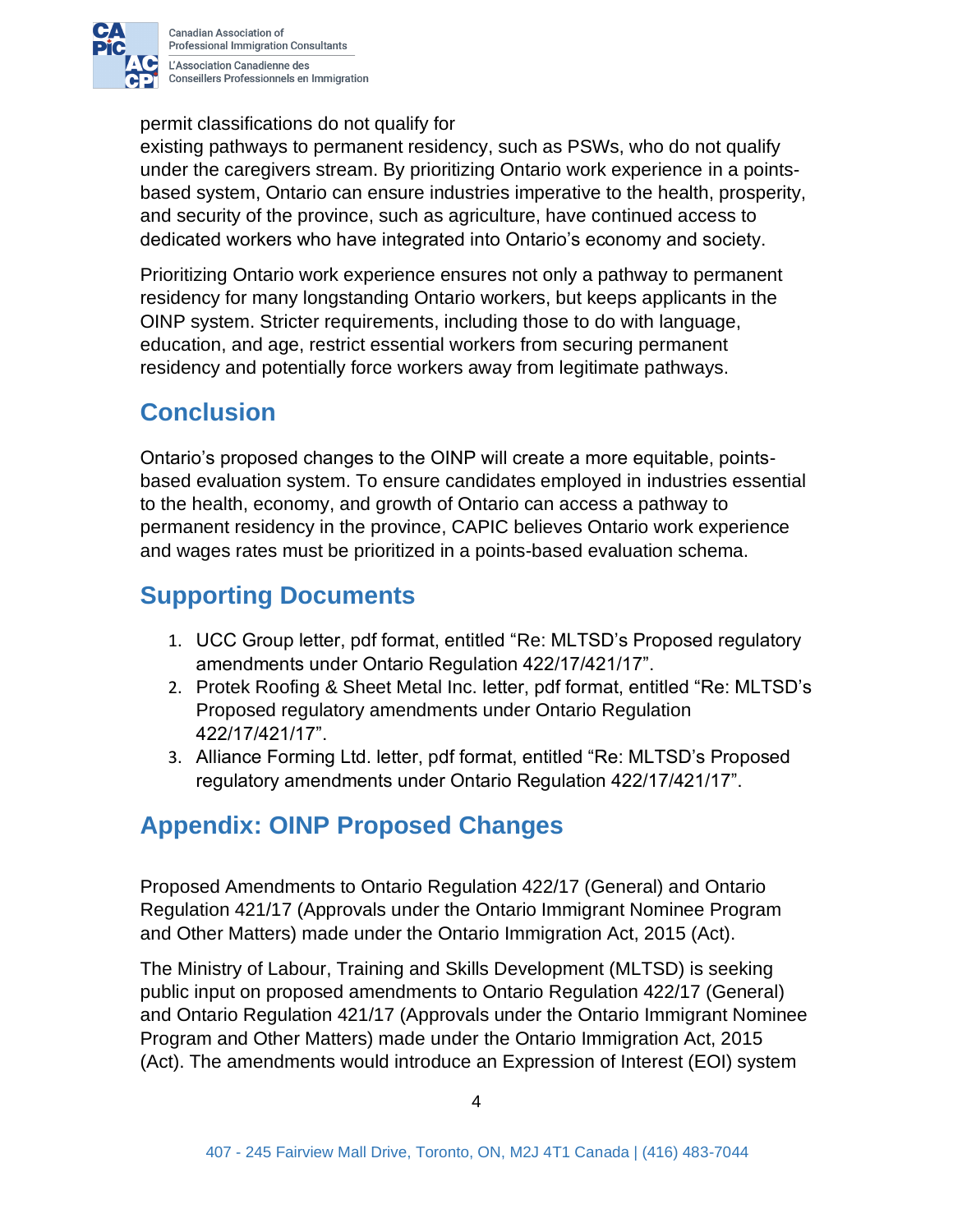permit classifications do not qualify for existing pathways to permanent residency, such as PSWs, who do not qualify under the caregivers stream. By prioritizing Ontario work experience in a points-based system, Ontario can ensure industries imperative to the health, prosperity, and security of the province, such as agriculture, have continued access to dedicated workers who have integrated into Ontario's economy and society.

Prioritizing Ontario work experience ensures not only a pathway to permanent residency for many longstanding Ontario workers, but keeps applicants in the OINP system. Stricter requirements, including those to do with language, education, and age, restrict essential workers from securing permanent residency and potentially force workers away from legitimate pathways.

## Conclusion

Ontario's proposed changes to the OINP will create a more equitable, points-based evaluation system. To ensure candidates employed in industries essential to the health, economy, and growth of Ontario can access a pathway to permanent residency in the province, CAPIC believes Ontario work experience and wages rates must be prioritized in a points-based evaluation schema.

## Supporting Documents

1. UCC Group letter, pdf format, entitled "Re: MLTSD's Proposed regulatory amendments under Ontario Regulation 422/17/421/17".
2. Protek Roofing & Sheet Metal Inc. letter, pdf format, entitled "Re: MLTSD's Proposed regulatory amendments under Ontario Regulation 422/17/421/17".
3. Alliance Forming Ltd. letter, pdf format, entitled "Re: MLTSD's Proposed regulatory amendments under Ontario Regulation 422/17/421/17".

## Appendix: OINP Proposed Changes

Proposed Amendments to Ontario Regulation 422/17 (General) and Ontario Regulation 421/17 (Approvals under the Ontario Immigrant Nominee Program and Other Matters) made under the Ontario Immigration Act, 2015 (Act).

The Ministry of Labour, Training and Skills Development (MLTSD) is seeking public input on proposed amendments to Ontario Regulation 422/17 (General) and Ontario Regulation 421/17 (Approvals under the Ontario Immigrant Nominee Program and Other Matters) made under the Ontario Immigration Act, 2015 (Act). The amendments would introduce an Expression of Interest (EOI) system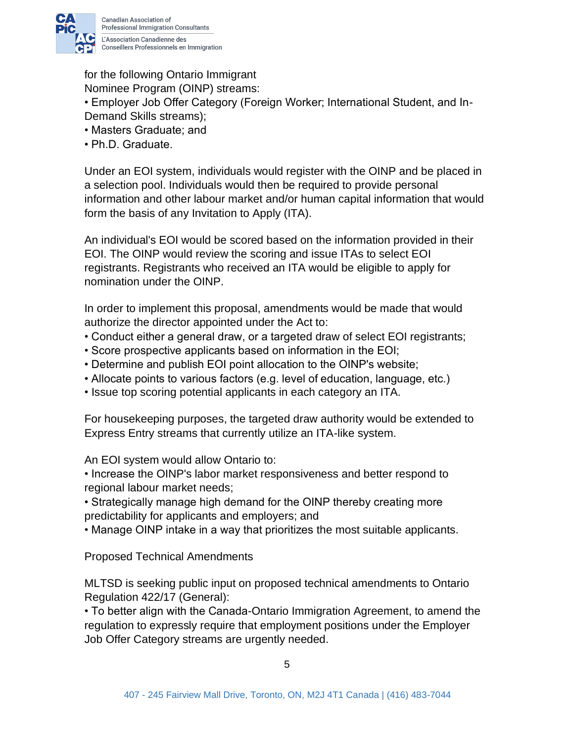for the following Ontario Immigrant Nominee Program (OINP) streams:

- Employer Job Offer Category (Foreign Worker; International Student, and In-Demand Skills streams);
- Masters Graduate; and
- Ph.D. Graduate.

Under an EOI system, individuals would register with the OINP and be placed in a selection pool. Individuals would then be required to provide personal information and other labour market and/or human capital information that would form the basis of any Invitation to Apply (ITA).

An individual's EOI would be scored based on the information provided in their EOI. The OINP would review the scoring and issue ITAs to select EOI registrants. Registrants who received an ITA would be eligible to apply for nomination under the OINP.

In order to implement this proposal, amendments would be made that would authorize the director appointed under the Act to:

- Conduct either a general draw, or a targeted draw of select EOI registrants;
- Score prospective applicants based on information in the EOI;
- Determine and publish EOI point allocation to the OINP's website;
- Allocate points to various factors (e.g. level of education, language, etc.)
- Issue top scoring potential applicants in each category an ITA.

For housekeeping purposes, the targeted draw authority would be extended to Express Entry streams that currently utilize an ITA-like system.

An EOI system would allow Ontario to:

- Increase the OINP's labor market responsiveness and better respond to regional labour market needs;
- Strategically manage high demand for the OINP thereby creating more predictability for applicants and employers; and
- Manage OINP intake in a way that prioritizes the most suitable applicants.

Proposed Technical Amendments

MLTSD is seeking public input on proposed technical amendments to Ontario Regulation 422/17 (General):

- To better align with the Canada-Ontario Immigration Agreement, to amend the regulation to expressly require that employment positions under the Employer Job Offer Category streams are urgently needed.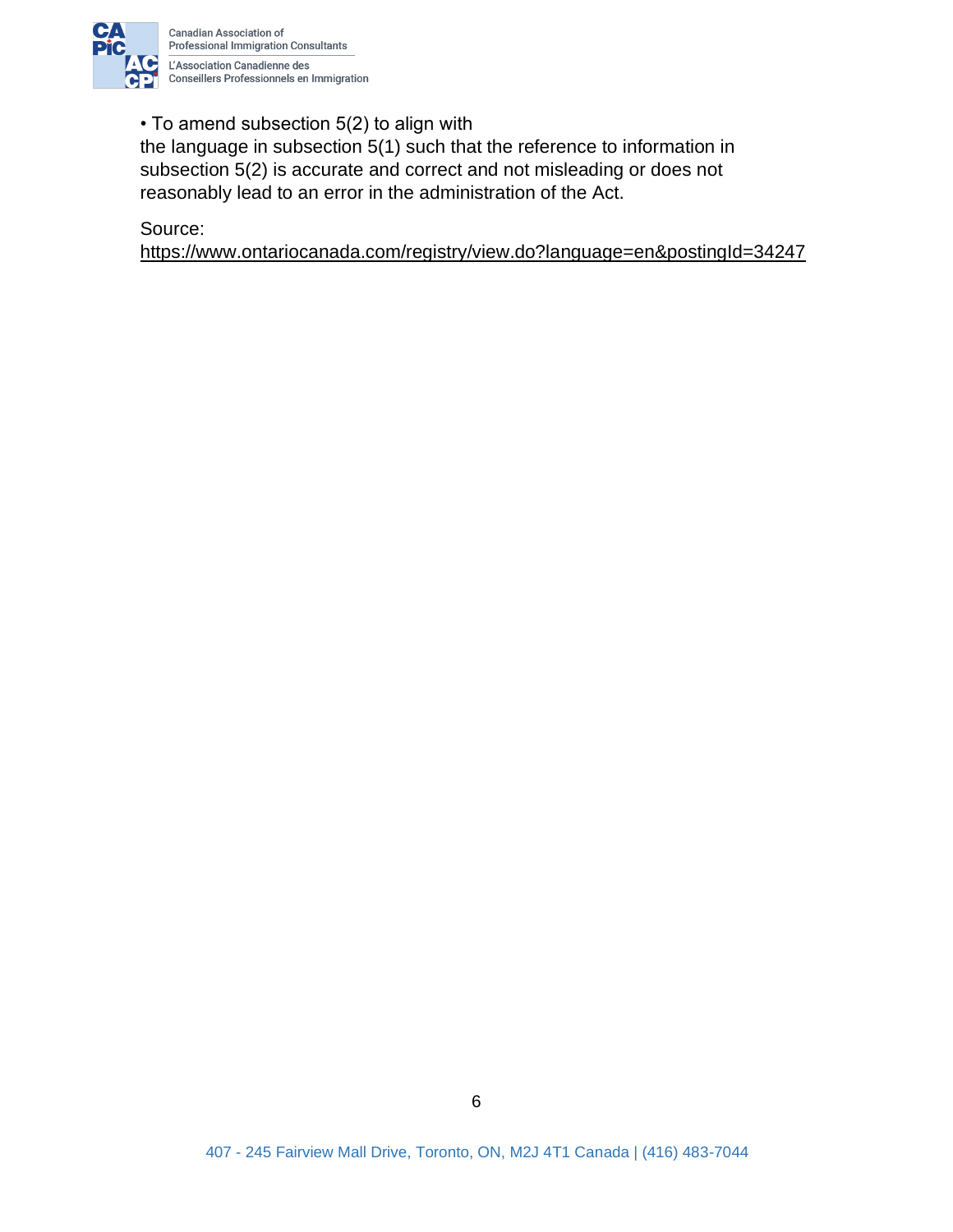- To amend subsection 5(2) to align with the language in subsection 5(1) such that the reference to information in subsection 5(2) is accurate and correct and not misleading or does not reasonably lead to an error in the administration of the Act.

Source:
https://www.ontariocanada.com/registry/view.do?language=en&postingId=34247